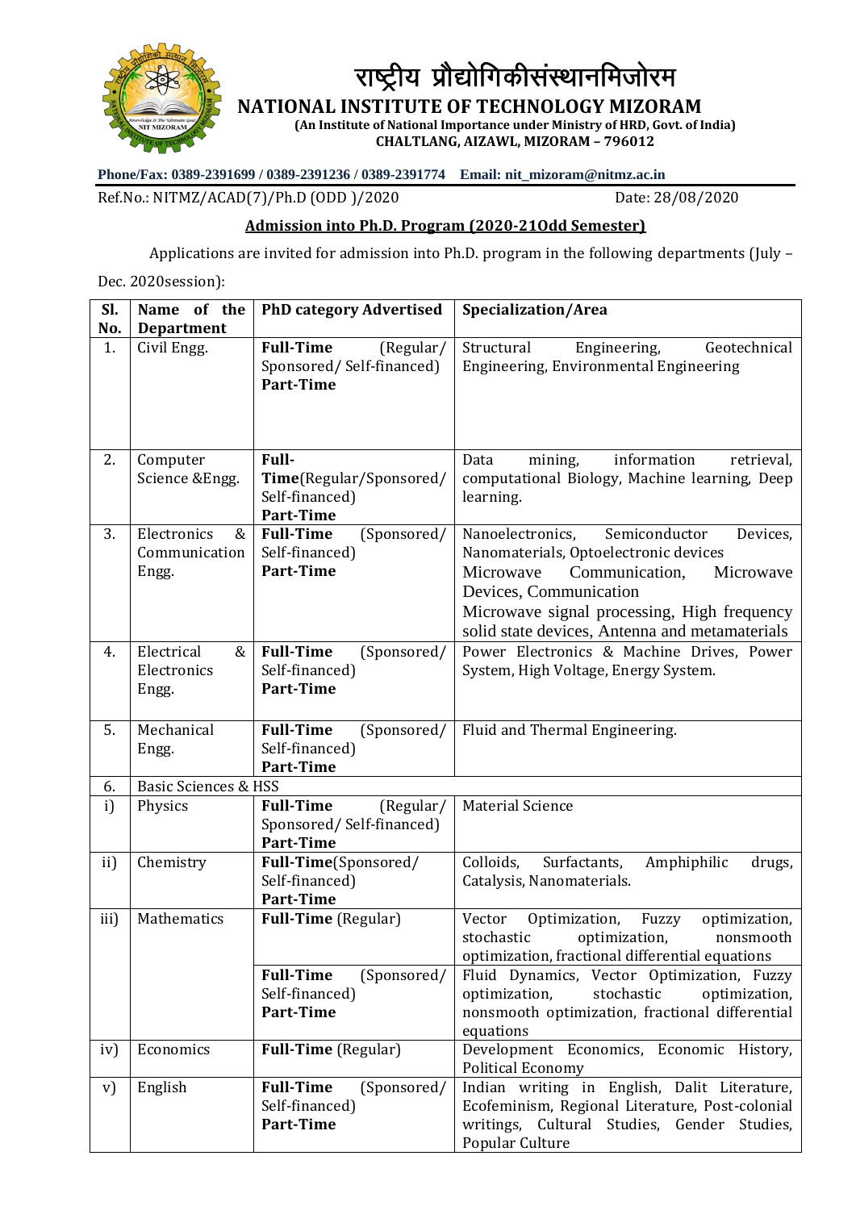# राष्ट्रीय प्रौद्योगिकीसंस्थानमिजोरम

## NATIONAL INSTITUTE OF TECHNOLOGY MIZORAM

**(An Institute of National Importance under Ministry of HRD, Govt. of India)**
**CHALTLANG, AIZAWL, MIZORAM – 796012**

**Phone/Fax: 0389-2391699 / 0389-2391236 / 0389-2391774 Email: nit_mizoram@nitmz.ac.in**

Ref.No.: NITMZ/ACAD(7)/Ph.D (ODD )/2020 Date: 28/08/2020

### Admission into Ph.D. Program (2020-21Odd Semester)

Applications are invited for admission into Ph.D. program in the following departments (July – Dec. 2020session):

| Sl. No. | Name of the Department | PhD category Advertised | Specialization/Area |
|---|---|---|---|
| 1. | Civil Engg. | **Full-Time** (Regular/ Sponsored/ Self-financed) **Part-Time** | Structural Engineering, Geotechnical Engineering, Environmental Engineering |
| 2. | Computer Science &Engg. | **Full-Time**(Regular/Sponsored/ Self-financed) **Part-Time** | Data mining, information retrieval, computational Biology, Machine learning, Deep learning. |
| 3. | Electronics & Communication Engg. | **Full-Time** (Sponsored/ Self-financed) **Part-Time** | Nanoelectronics, Semiconductor Devices, Nanomaterials, Optoelectronic devices Microwave Communication, Microwave Devices, Communication Microwave signal processing, High frequency solid state devices, Antenna and metamaterials |
| 4. | Electrical & Electronics Engg. | **Full-Time** (Sponsored/ Self-financed) **Part-Time** | Power Electronics & Machine Drives, Power System, High Voltage, Energy System. |
| 5. | Mechanical Engg. | **Full-Time** (Sponsored/ Self-financed) **Part-Time** | Fluid and Thermal Engineering. |
| 6. | Basic Sciences & HSS | | |
| i) | Physics | **Full-Time** (Regular/ Sponsored/ Self-financed) **Part-Time** | Material Science |
| ii) | Chemistry | **Full-Time**(Sponsored/ Self-financed) **Part-Time** | Colloids, Surfactants, Amphiphilic drugs, Catalysis, Nanomaterials. |
| iii) | Mathematics | **Full-Time** (Regular) | Vector Optimization, Fuzzy optimization, stochastic optimization, nonsmooth optimization, fractional differential equations |
| | | **Full-Time** (Sponsored/ Self-financed) **Part-Time** | Fluid Dynamics, Vector Optimization, Fuzzy optimization, stochastic optimization, nonsmooth optimization, fractional differential equations |
| iv) | Economics | **Full-Time** (Regular) | Development Economics, Economic History, Political Economy |
| v) | English | **Full-Time** (Sponsored/ Self-financed) **Part-Time** | Indian writing in English, Dalit Literature, Ecofeminism, Regional Literature, Post-colonial writings, Cultural Studies, Gender Studies, Popular Culture |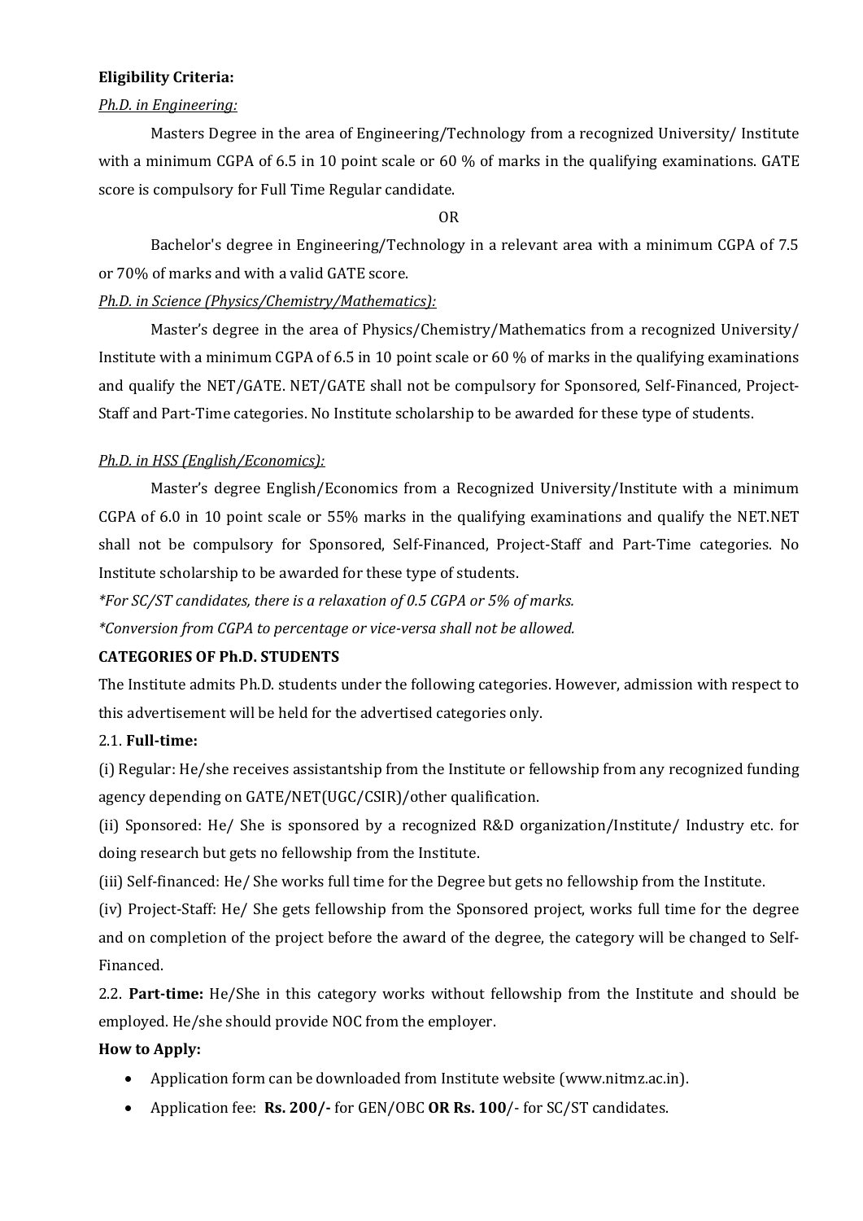**Eligibility Criteria:**

*Ph.D. in Engineering:*

Masters Degree in the area of Engineering/Technology from a recognized University/ Institute with a minimum CGPA of 6.5 in 10 point scale or 60 % of marks in the qualifying examinations. GATE score is compulsory for Full Time Regular candidate.

OR

Bachelor's degree in Engineering/Technology in a relevant area with a minimum CGPA of 7.5 or 70% of marks and with a valid GATE score.

*Ph.D. in Science (Physics/Chemistry/Mathematics):*

Master's degree in the area of Physics/Chemistry/Mathematics from a recognized University/ Institute with a minimum CGPA of 6.5 in 10 point scale or 60 % of marks in the qualifying examinations and qualify the NET/GATE. NET/GATE shall not be compulsory for Sponsored, Self-Financed, Project-Staff and Part-Time categories. No Institute scholarship to be awarded for these type of students.

*Ph.D. in HSS (English/Economics):*

Master's degree English/Economics from a Recognized University/Institute with a minimum CGPA of 6.0 in 10 point scale or 55% marks in the qualifying examinations and qualify the NET.NET shall not be compulsory for Sponsored, Self-Financed, Project-Staff and Part-Time categories. No Institute scholarship to be awarded for these type of students.

*\*For SC/ST candidates, there is a relaxation of 0.5 CGPA or 5% of marks.*

*\*Conversion from CGPA to percentage or vice-versa shall not be allowed.*

**CATEGORIES OF Ph.D. STUDENTS**

The Institute admits Ph.D. students under the following categories. However, admission with respect to this advertisement will be held for the advertised categories only.

2.1. **Full-time:**

(i) Regular: He/she receives assistantship from the Institute or fellowship from any recognized funding agency depending on GATE/NET(UGC/CSIR)/other qualification.

(ii) Sponsored: He/ She is sponsored by a recognized R&D organization/Institute/ Industry etc. for doing research but gets no fellowship from the Institute.

(iii) Self-financed: He/ She works full time for the Degree but gets no fellowship from the Institute.

(iv) Project-Staff: He/ She gets fellowship from the Sponsored project, works full time for the degree and on completion of the project before the award of the degree, the category will be changed to Self-Financed.

2.2. **Part-time:** He/She in this category works without fellowship from the Institute and should be employed. He/she should provide NOC from the employer.

**How to Apply:**

- Application form can be downloaded from Institute website (www.nitmz.ac.in).
- Application fee: **Rs. 200/-** for GEN/OBC **OR Rs. 100**/- for SC/ST candidates.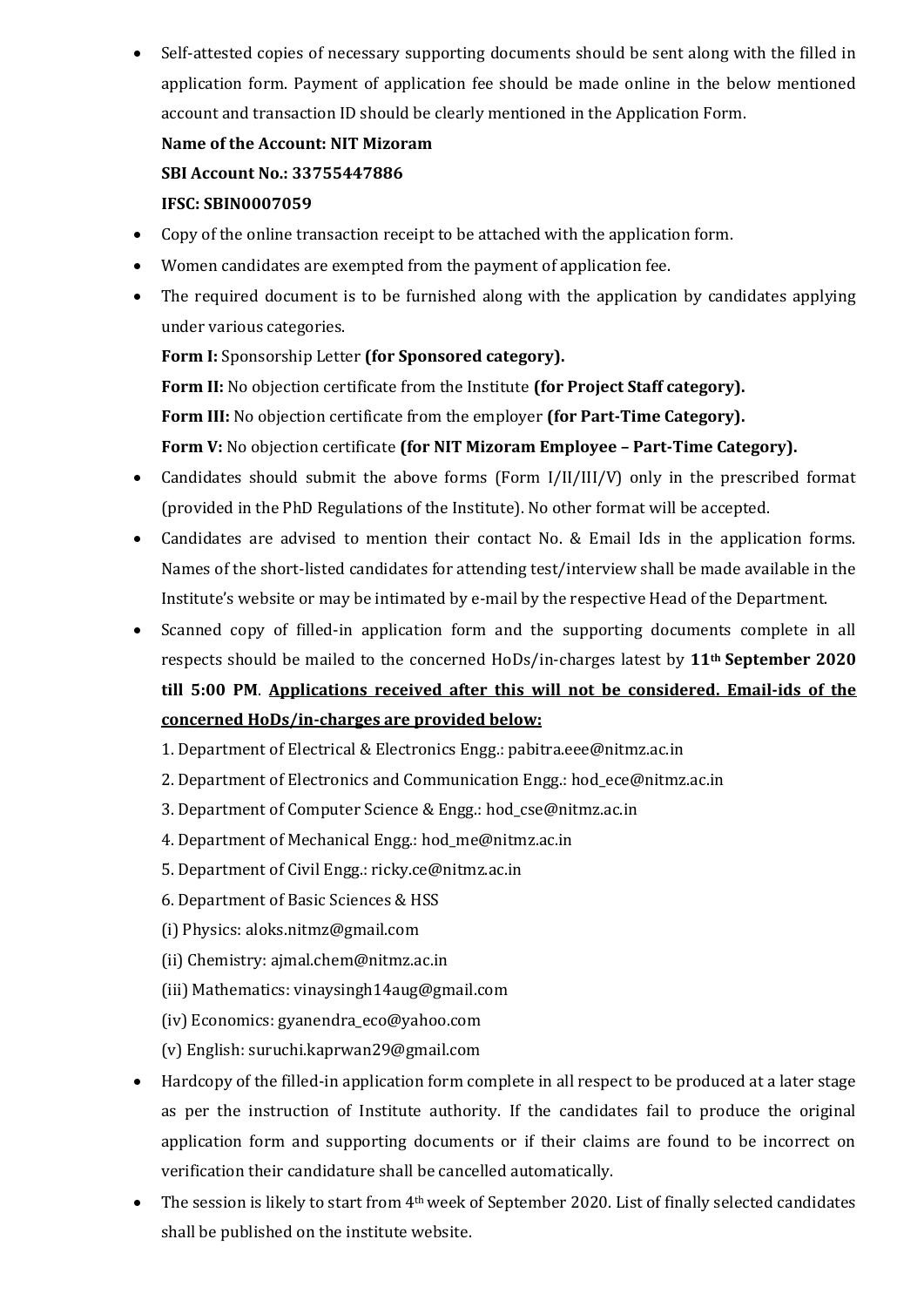- Self-attested copies of necessary supporting documents should be sent along with the filled in application form. Payment of application fee should be made online in the below mentioned account and transaction ID should be clearly mentioned in the Application Form.

  **Name of the Account: NIT Mizoram**

  **SBI Account No.: 33755447886**

  **IFSC: SBIN0007059**

- Copy of the online transaction receipt to be attached with the application form.
- Women candidates are exempted from the payment of application fee.
- The required document is to be furnished along with the application by candidates applying under various categories.

  **Form I:** Sponsorship Letter **(for Sponsored category).**

  **Form II:** No objection certificate from the Institute **(for Project Staff category).**

  **Form III:** No objection certificate from the employer **(for Part-Time Category).**

  **Form V:** No objection certificate **(for NIT Mizoram Employee – Part-Time Category).**

- Candidates should submit the above forms (Form I/II/III/V) only in the prescribed format (provided in the PhD Regulations of the Institute). No other format will be accepted.
- Candidates are advised to mention their contact No. & Email Ids in the application forms. Names of the short-listed candidates for attending test/interview shall be made available in the Institute's website or may be intimated by e-mail by the respective Head of the Department.
- Scanned copy of filled-in application form and the supporting documents complete in all respects should be mailed to the concerned HoDs/in-charges latest by **11th September 2020 till 5:00 PM**. **<u>Applications received after this will not be considered. Email-ids of the concerned HoDs/in-charges are provided below:</u>**

  1. Department of Electrical & Electronics Engg.: pabitra.eee@nitmz.ac.in
  2. Department of Electronics and Communication Engg.: hod_ece@nitmz.ac.in
  3. Department of Computer Science & Engg.: hod_cse@nitmz.ac.in
  4. Department of Mechanical Engg.: hod_me@nitmz.ac.in
  5. Department of Civil Engg.: ricky.ce@nitmz.ac.in
  6. Department of Basic Sciences & HSS

  (i) Physics: aloks.nitmz@gmail.com

  (ii) Chemistry: ajmal.chem@nitmz.ac.in

  (iii) Mathematics: vinaysingh14aug@gmail.com

  (iv) Economics: gyanendra_eco@yahoo.com

  (v) English: suruchi.kaprwan29@gmail.com

- Hardcopy of the filled-in application form complete in all respect to be produced at a later stage as per the instruction of Institute authority. If the candidates fail to produce the original application form and supporting documents or if their claims are found to be incorrect on verification their candidature shall be cancelled automatically.
- The session is likely to start from 4th week of September 2020. List of finally selected candidates shall be published on the institute website.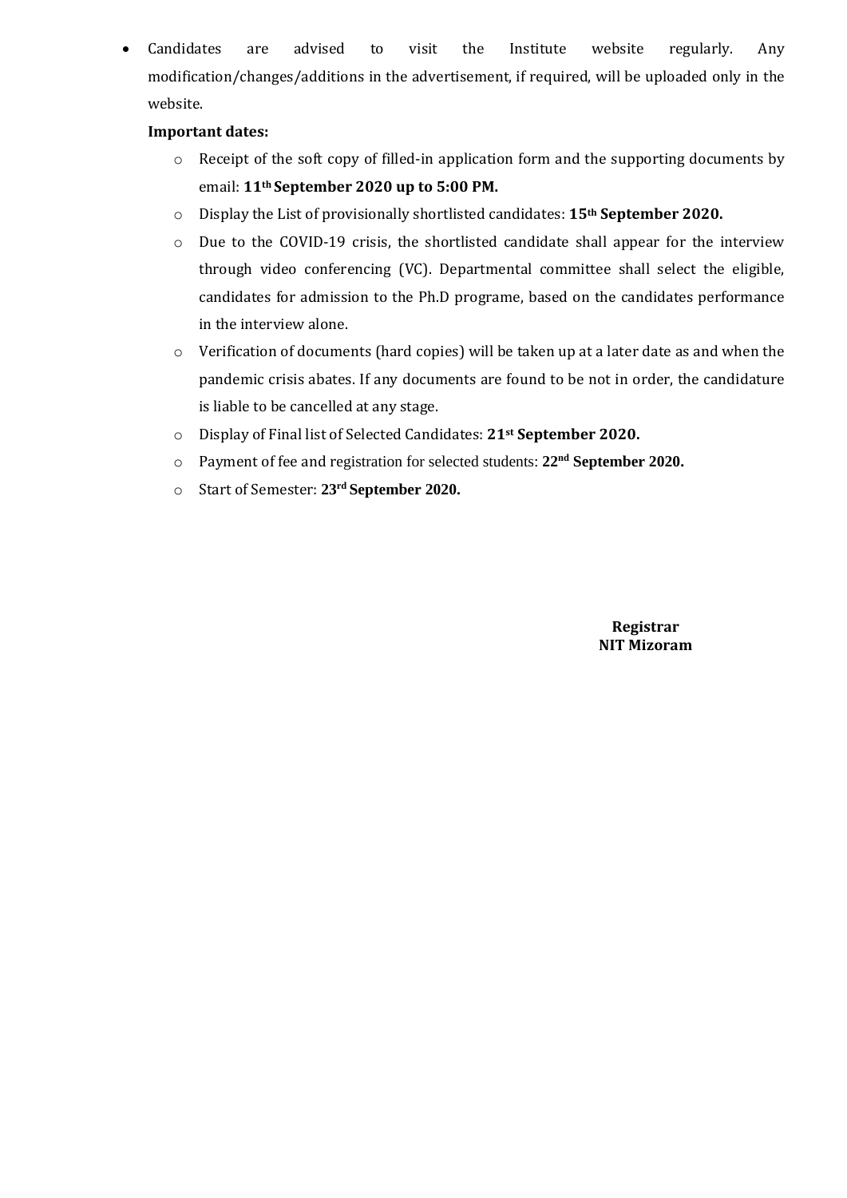- Candidates are advised to visit the Institute website regularly. Any modification/changes/additions in the advertisement, if required, will be uploaded only in the website.

  **Important dates:**

  - Receipt of the soft copy of filled-in application form and the supporting documents by email: **11th September 2020 up to 5:00 PM.**
  - Display the List of provisionally shortlisted candidates: **15th September 2020.**
  - Due to the COVID-19 crisis, the shortlisted candidate shall appear for the interview through video conferencing (VC). Departmental committee shall select the eligible, candidates for admission to the Ph.D programe, based on the candidates performance in the interview alone.
  - Verification of documents (hard copies) will be taken up at a later date as and when the pandemic crisis abates. If any documents are found to be not in order, the candidature is liable to be cancelled at any stage.
  - Display of Final list of Selected Candidates: **21st September 2020.**
  - Payment of fee and registration for selected students: **22nd September 2020.**
  - Start of Semester: **23rd September 2020.**

**Registrar**
**NIT Mizoram**